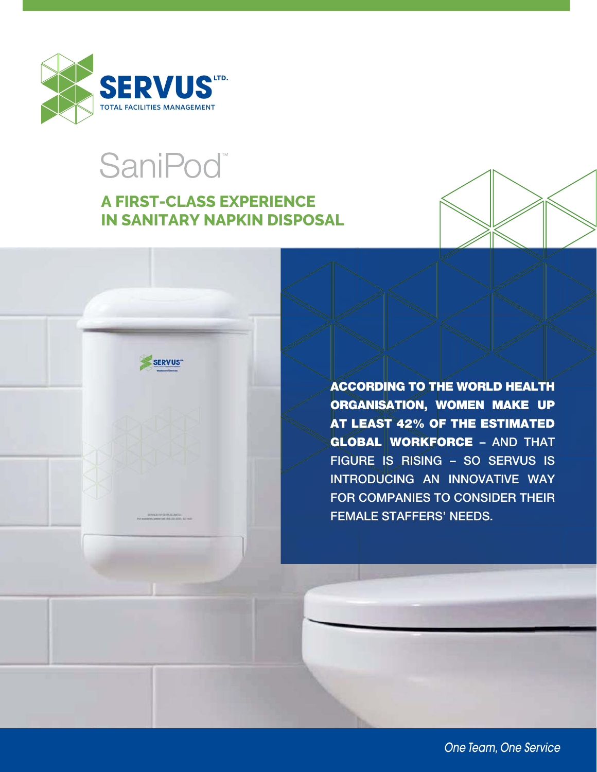**SERVUS** LTD.

TOTAL FACILITIES MANAGEMENT

# SaniPod™

## A FIRST-CLASS EXPERIENCE IN SANITARY NAPKIN DISPOSAL

**ACCORDING TO THE WORLD HEALTH ORGANISATION, WOMEN MAKE UP AT LEAST 42% OF THE ESTIMATED GLOBAL WORKFORCE** – AND THAT FIGURE IS RISING – SO SERVUS IS INTRODUCING AN INNOVATIVE WAY FOR COMPANIES TO CONSIDER THEIR FEMALE STAFFERS' NEEDS.

*One Team, One Service*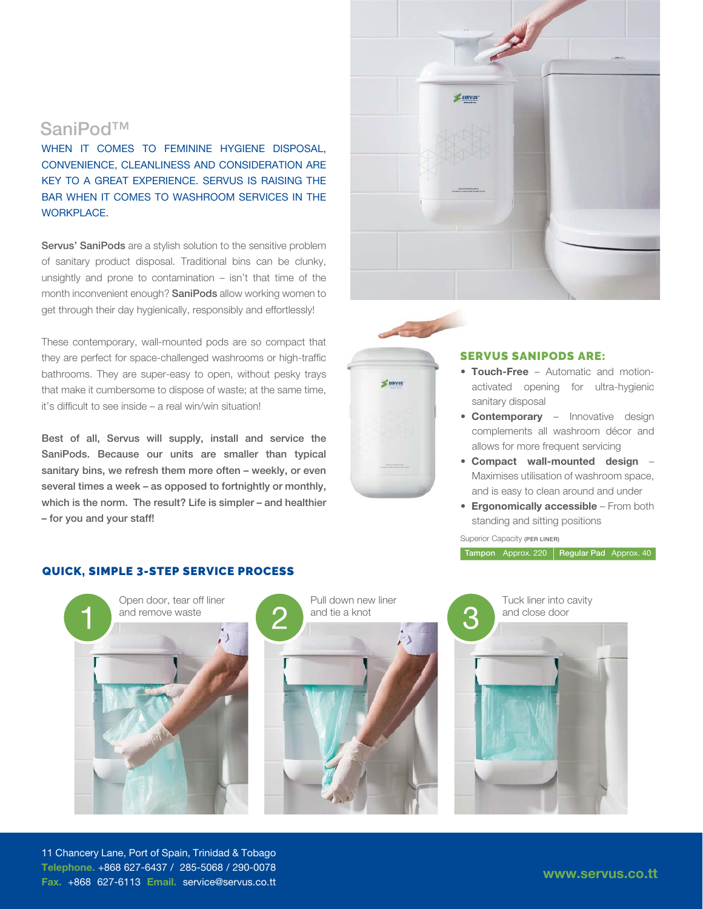## SaniPod™

WHEN IT COMES TO FEMININE HYGIENE DISPOSAL, CONVENIENCE, CLEANLINESS AND CONSIDERATION ARE KEY TO A GREAT EXPERIENCE. SERVUS IS RAISING THE BAR WHEN IT COMES TO WASHROOM SERVICES IN THE WORKPLACE.

**Servus' SaniPods** are a stylish solution to the sensitive problem of sanitary product disposal. Traditional bins can be clunky, unsightly and prone to contamination – isn't that time of the month inconvenient enough? **SaniPods** allow working women to get through their day hygienically, responsibly and effortlessly!

These contemporary, wall-mounted pods are so compact that they are perfect for space-challenged washrooms or high-traffic bathrooms. They are super-easy to open, without pesky trays that make it cumbersome to dispose of waste; at the same time, it's difficult to see inside – a real win/win situation!

**Best of all, Servus will supply, install and service the SaniPods. Because our units are smaller than typical sanitary bins, we refresh them more often – weekly, or even several times a week – as opposed to fortnightly or monthly, which is the norm. The result? Life is simpler – and healthier – for you and your staff!**

### SERVUS SANIPODS ARE:

- **Touch-Free** – Automatic and motion-activated opening for ultra-hygienic sanitary disposal
- **Contemporary** – Innovative design complements all washroom décor and allows for more frequent servicing
- **Compact wall-mounted design** – Maximises utilisation of washroom space, and is easy to clean around and under
- **Ergonomically accessible** – From both standing and sitting positions

Superior Capacity (PER LINER)

| Tampon | Approx. 220 | Regular Pad | Approx. 40 |
|---|---|---|---|

### QUICK, SIMPLE 3-STEP SERVICE PROCESS

1. Open door, tear off liner and remove waste
2. Pull down new liner and tie a knot
3. Tuck liner into cavity and close door

11 Chancery Lane, Port of Spain, Trinidad & Tobago
**Telephone.** +868 627-6437 / 285-5068 / 290-0078
**Fax.** +868 627-6113 **Email.** service@servus.co.tt

www.servus.co.tt